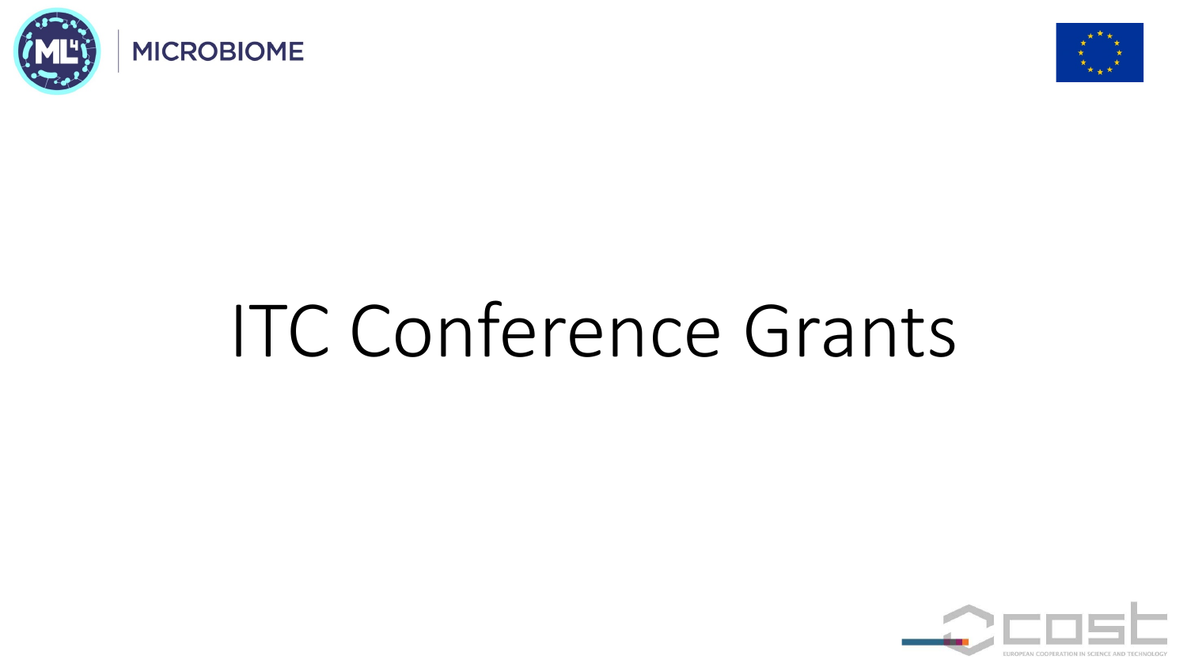MICROBIOME

# ITC Conference Grants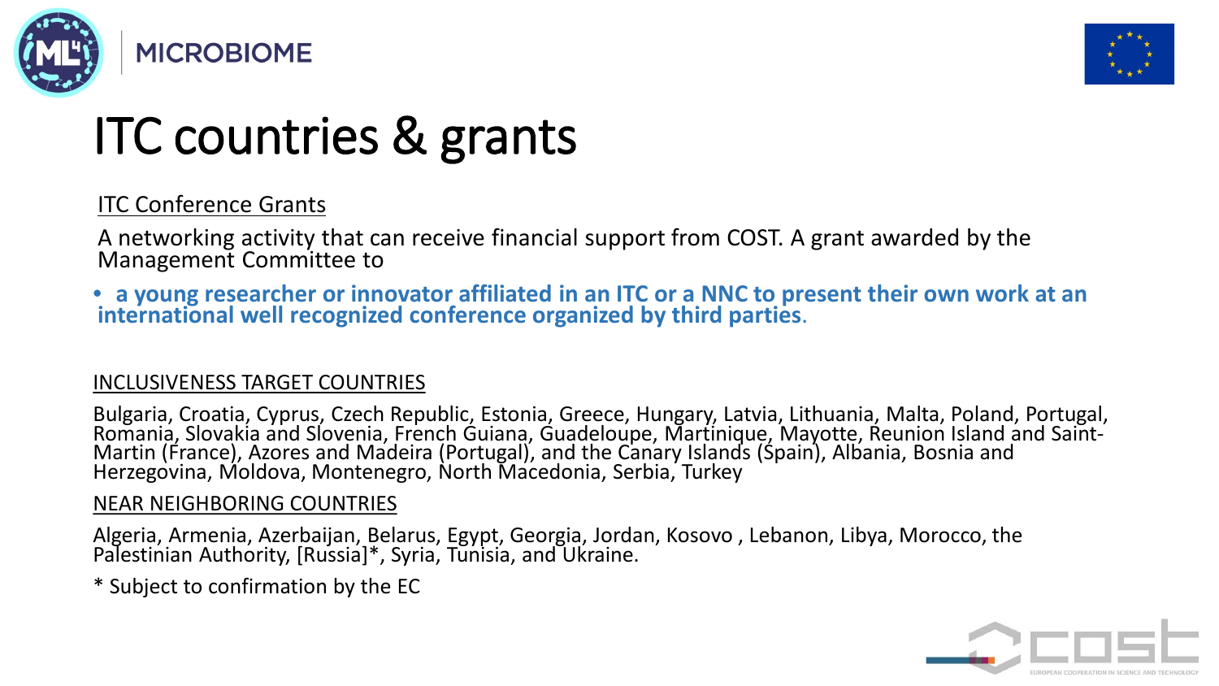# ITC countries & grants

ITC Conference Grants

A networking activity that can receive financial support from COST. A grant awarded by the Management Committee to

- **a young researcher or innovator affiliated in an ITC or a NNC to present their own work at an international well recognized conference organized by third parties**.

INCLUSIVENESS TARGET COUNTRIES

Bulgaria, Croatia, Cyprus, Czech Republic, Estonia, Greece, Hungary, Latvia, Lithuania, Malta, Poland, Portugal, Romania, Slovakia and Slovenia, French Guiana, Guadeloupe, Martinique, Mayotte, Reunion Island and Saint-Martin (France), Azores and Madeira (Portugal), and the Canary Islands (Spain), Albania, Bosnia and Herzegovina, Moldova, Montenegro, North Macedonia, Serbia, Turkey

NEAR NEIGHBORING COUNTRIES

Algeria, Armenia, Azerbaijan, Belarus, Egypt, Georgia, Jordan, Kosovo , Lebanon, Libya, Morocco, the Palestinian Authority, [Russia]*, Syria, Tunisia, and Ukraine.

* Subject to confirmation by the EC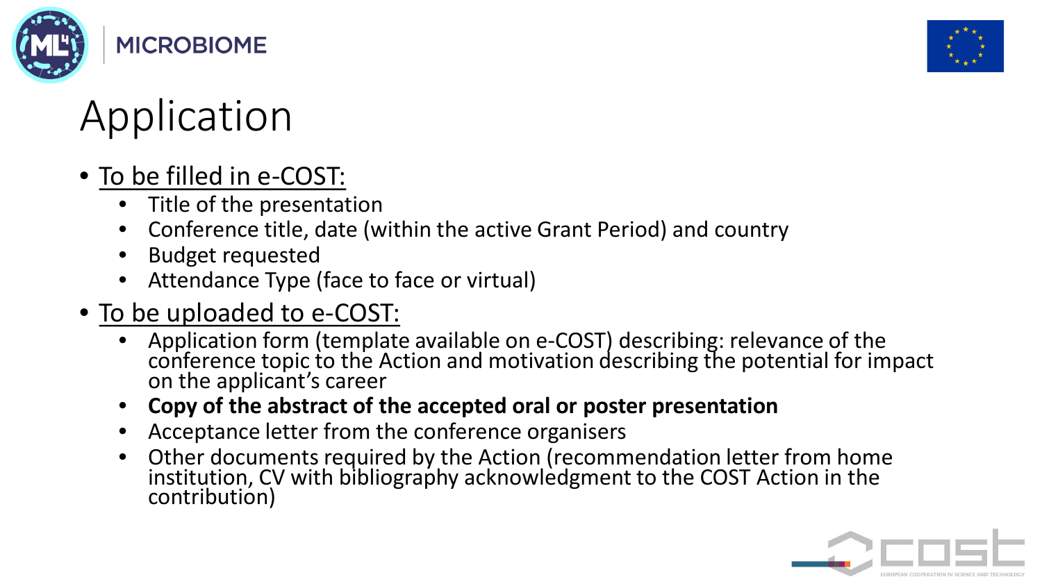# Application

- To be filled in e-COST:
  - Title of the presentation
  - Conference title, date (within the active Grant Period) and country
  - Budget requested
  - Attendance Type (face to face or virtual)
- To be uploaded to e-COST:
  - Application form (template available on e-COST) describing: relevance of the conference topic to the Action and motivation describing the potential for impact on the applicant's career
  - **Copy of the abstract of the accepted oral or poster presentation**
  - Acceptance letter from the conference organisers
  - Other documents required by the Action (recommendation letter from home institution, CV with bibliography acknowledgment to the COST Action in the contribution)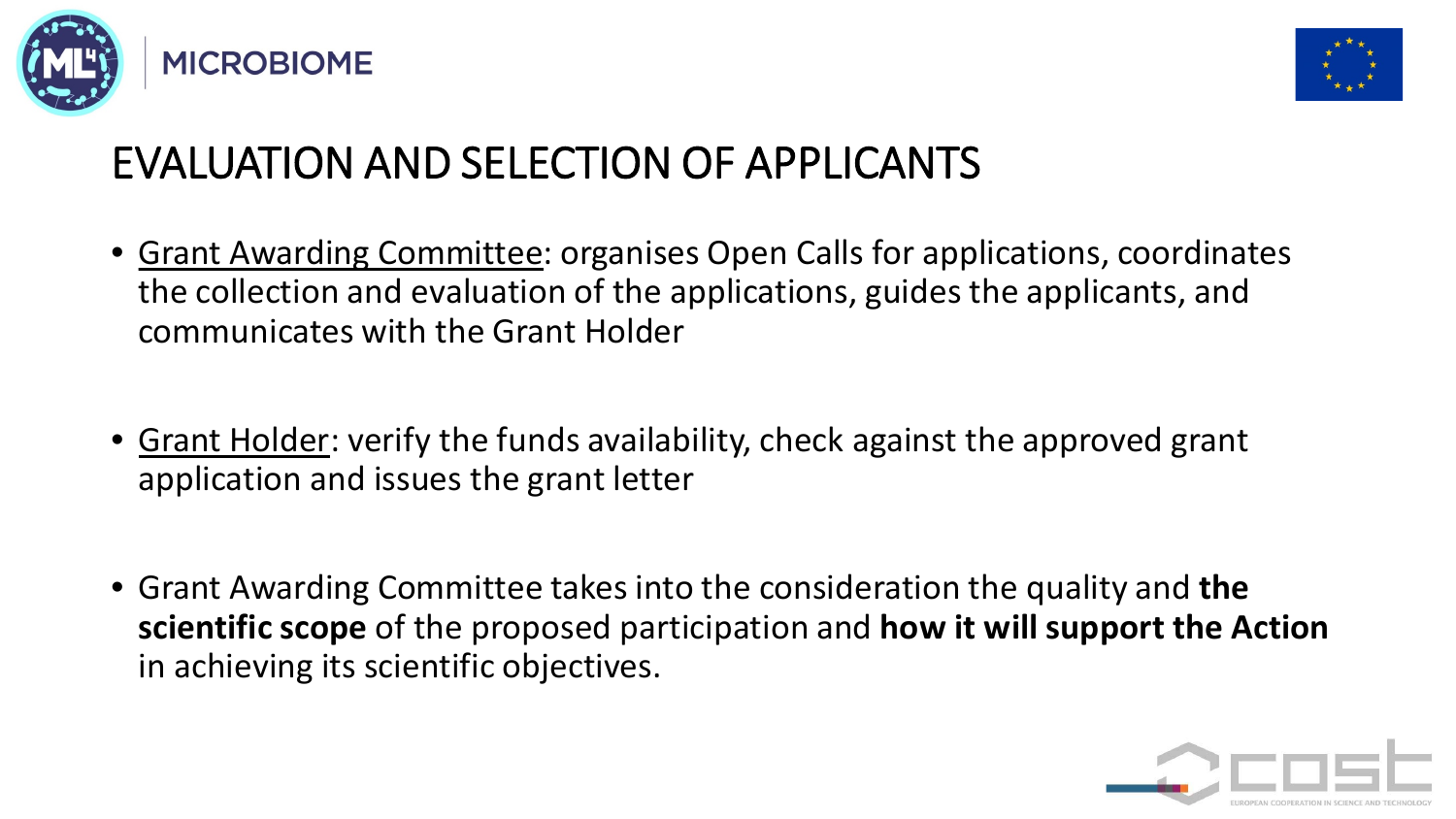# EVALUATION AND SELECTION OF APPLICANTS

- Grant Awarding Committee: organises Open Calls for applications, coordinates the collection and evaluation of the applications, guides the applicants, and communicates with the Grant Holder
- Grant Holder: verify the funds availability, check against the approved grant application and issues the grant letter
- Grant Awarding Committee takes into the consideration the quality and **the scientific scope** of the proposed participation and **how it will support the Action** in achieving its scientific objectives.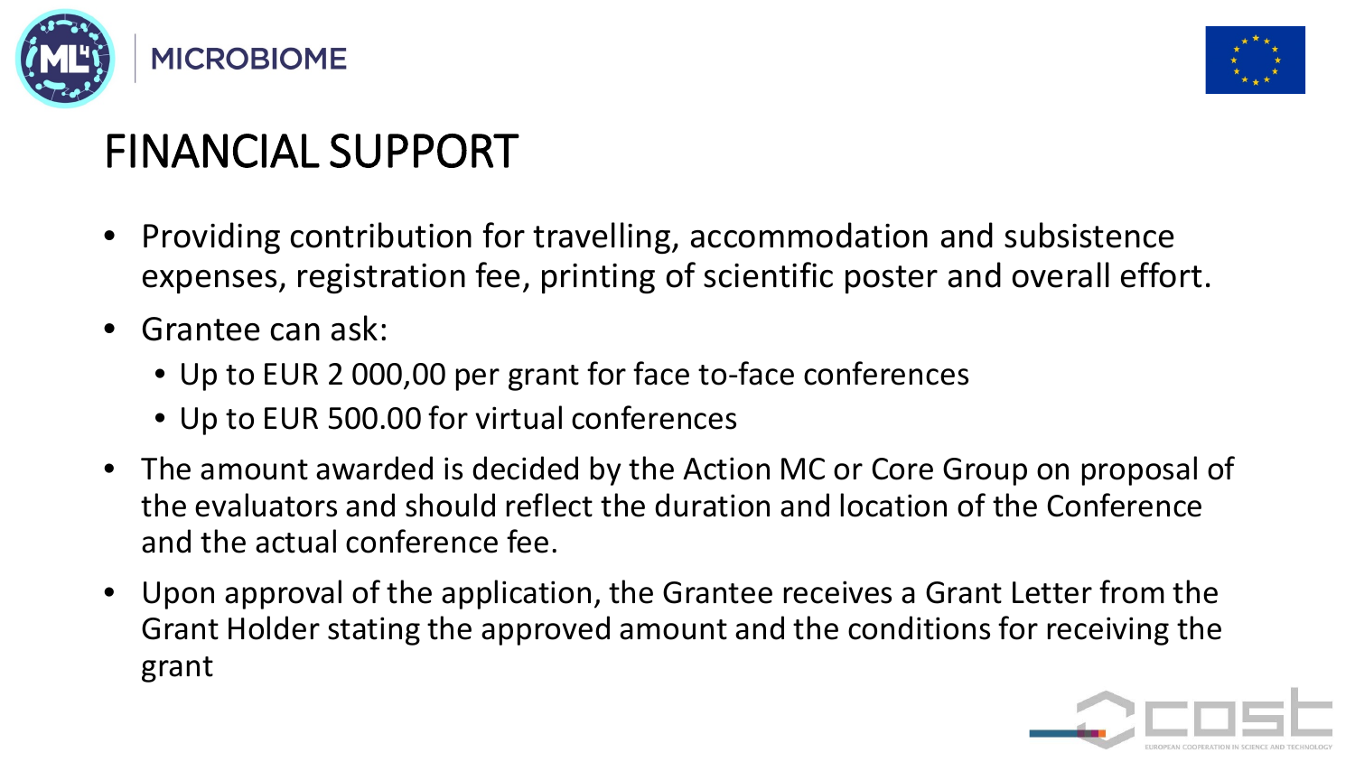# FINANCIAL SUPPORT

- Providing contribution for travelling, accommodation and subsistence expenses, registration fee, printing of scientific poster and overall effort.
- Grantee can ask:
  - Up to EUR 2 000,00 per grant for face to-face conferences
  - Up to EUR 500.00 for virtual conferences
- The amount awarded is decided by the Action MC or Core Group on proposal of the evaluators and should reflect the duration and location of the Conference and the actual conference fee.
- Upon approval of the application, the Grantee receives a Grant Letter from the Grant Holder stating the approved amount and the conditions for receiving the grant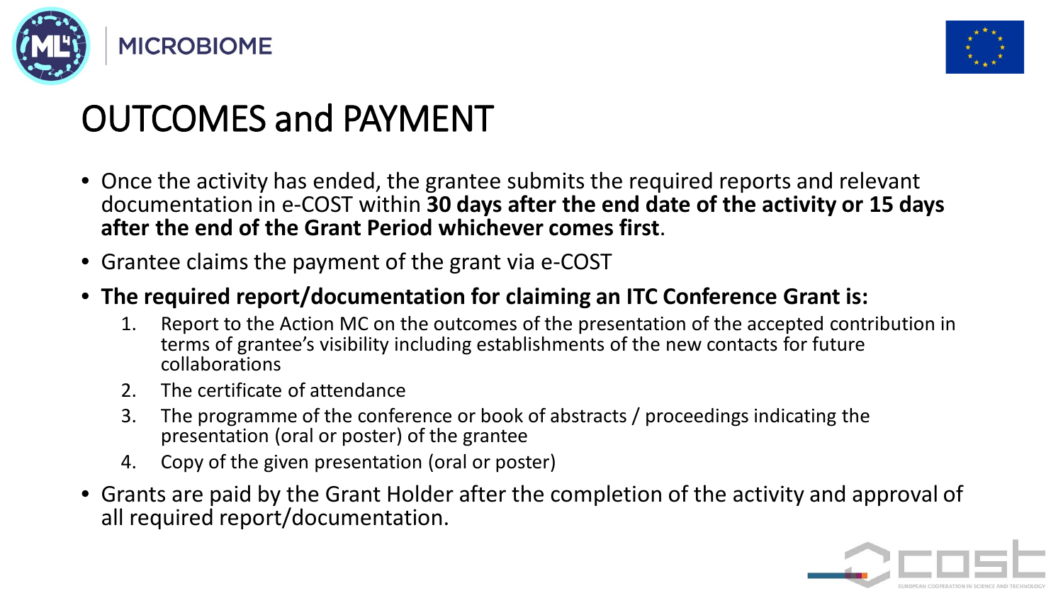# OUTCOMES and PAYMENT

- Once the activity has ended, the grantee submits the required reports and relevant documentation in e-COST within **30 days after the end date of the activity or 15 days after the end of the Grant Period whichever comes first**.
- Grantee claims the payment of the grant via e-COST
- **The required report/documentation for claiming an ITC Conference Grant is:**
  1. Report to the Action MC on the outcomes of the presentation of the accepted contribution in terms of grantee's visibility including establishments of the new contacts for future collaborations
  2. The certificate of attendance
  3. The programme of the conference or book of abstracts / proceedings indicating the presentation (oral or poster) of the grantee
  4. Copy of the given presentation (oral or poster)
- Grants are paid by the Grant Holder after the completion of the activity and approval of all required report/documentation.